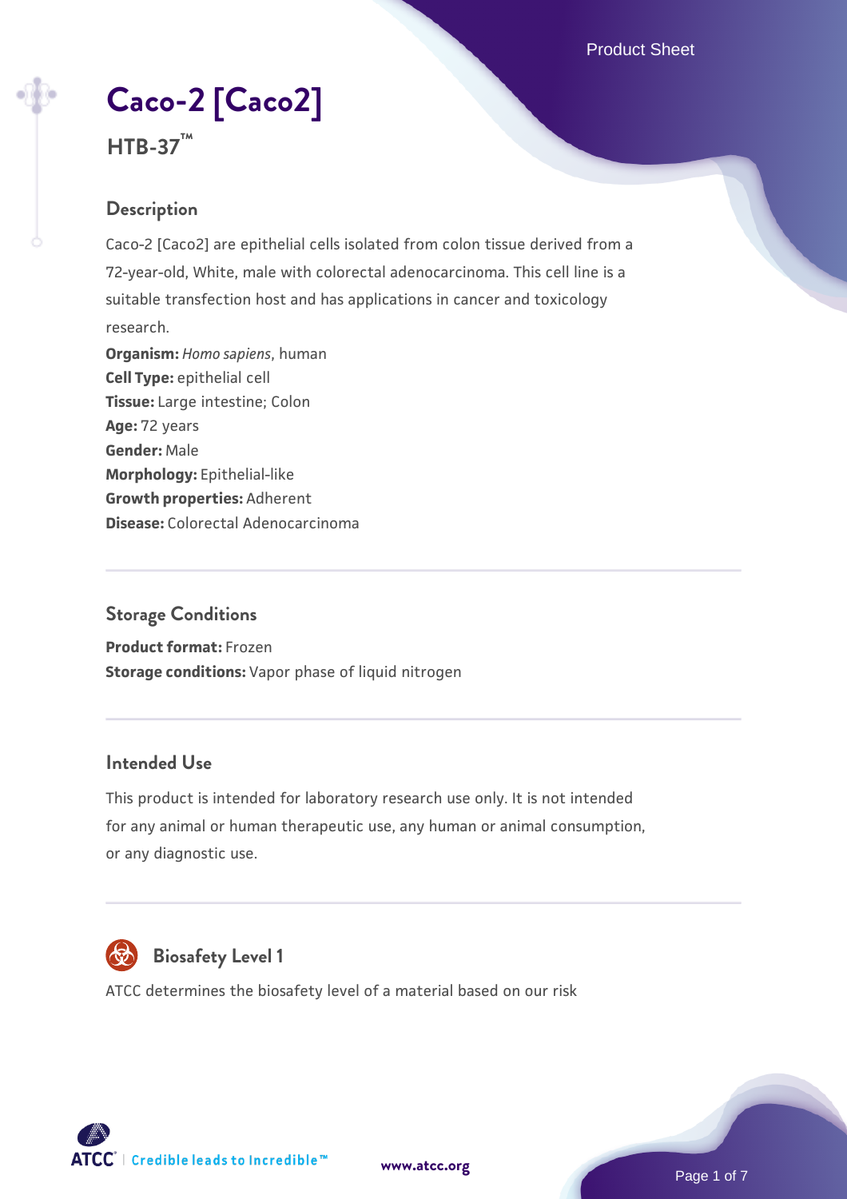# Caco-2 [Caco2]

## HTB-37™

## Description

Caco-2 [Caco2] are epithelial cells isolated from colon tissue derived from a 72-year-old, White, male with colorectal adenocarcinoma. This cell line is a suitable transfection host and has applications in cancer and toxicology research.

**Organism:** *Homo sapiens*, human
**Cell Type:** epithelial cell
**Tissue:** Large intestine; Colon
**Age:** 72 years
**Gender:** Male
**Morphology:** Epithelial-like
**Growth properties:** Adherent
**Disease:** Colorectal Adenocarcinoma

## Storage Conditions

**Product format:** Frozen
**Storage conditions:** Vapor phase of liquid nitrogen

## Intended Use

This product is intended for laboratory research use only. It is not intended for any animal or human therapeutic use, any human or animal consumption, or any diagnostic use.

## Biosafety Level 1

ATCC determines the biosafety level of a material based on our risk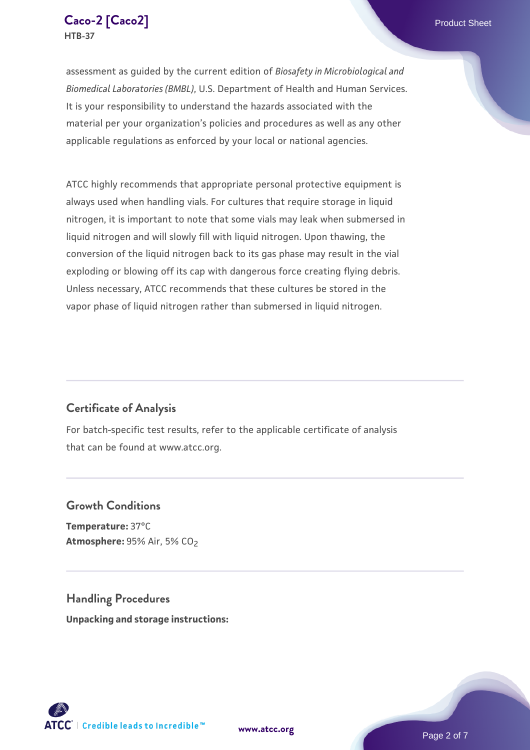assessment as guided by the current edition of *Biosafety in Microbiological and Biomedical Laboratories (BMBL)*, U.S. Department of Health and Human Services. It is your responsibility to understand the hazards associated with the material per your organization's policies and procedures as well as any other applicable regulations as enforced by your local or national agencies.

ATCC highly recommends that appropriate personal protective equipment is always used when handling vials. For cultures that require storage in liquid nitrogen, it is important to note that some vials may leak when submersed in liquid nitrogen and will slowly fill with liquid nitrogen. Upon thawing, the conversion of the liquid nitrogen back to its gas phase may result in the vial exploding or blowing off its cap with dangerous force creating flying debris. Unless necessary, ATCC recommends that these cultures be stored in the vapor phase of liquid nitrogen rather than submersed in liquid nitrogen.

## Certificate of Analysis

For batch-specific test results, refer to the applicable certificate of analysis that can be found at www.atcc.org.

## Growth Conditions

**Temperature:** 37°C
**Atmosphere:** 95% Air, 5% $CO_2$

## Handling Procedures

**Unpacking and storage instructions:**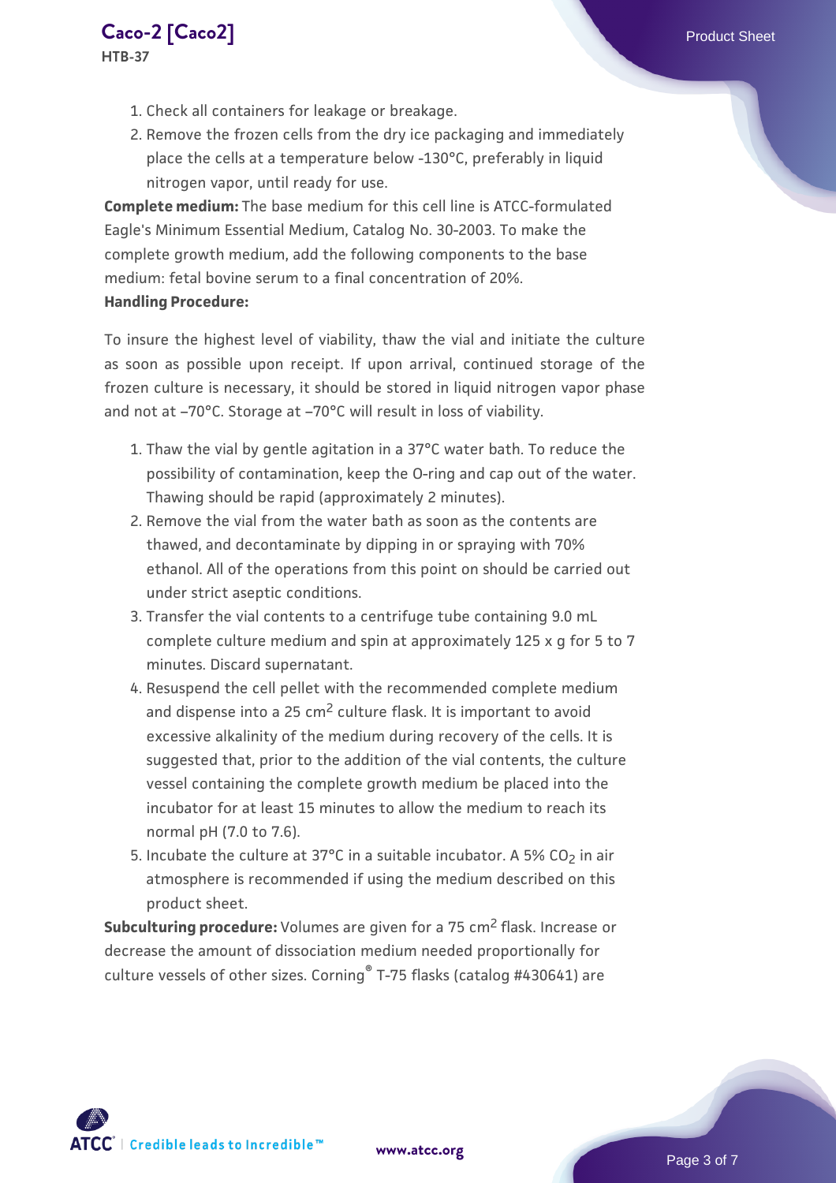1. Check all containers for leakage or breakage.
2. Remove the frozen cells from the dry ice packaging and immediately place the cells at a temperature below -130°C, preferably in liquid nitrogen vapor, until ready for use.

**Complete medium:** The base medium for this cell line is ATCC-formulated Eagle's Minimum Essential Medium, Catalog No. 30-2003. To make the complete growth medium, add the following components to the base medium: fetal bovine serum to a final concentration of 20%.

**Handling Procedure:**

To insure the highest level of viability, thaw the vial and initiate the culture as soon as possible upon receipt. If upon arrival, continued storage of the frozen culture is necessary, it should be stored in liquid nitrogen vapor phase and not at –70°C. Storage at –70°C will result in loss of viability.

1. Thaw the vial by gentle agitation in a 37°C water bath. To reduce the possibility of contamination, keep the O-ring and cap out of the water. Thawing should be rapid (approximately 2 minutes).
2. Remove the vial from the water bath as soon as the contents are thawed, and decontaminate by dipping in or spraying with 70% ethanol. All of the operations from this point on should be carried out under strict aseptic conditions.
3. Transfer the vial contents to a centrifuge tube containing 9.0 mL complete culture medium and spin at approximately 125 x g for 5 to 7 minutes. Discard supernatant.
4. Resuspend the cell pellet with the recommended complete medium and dispense into a 25 $cm^2$ culture flask. It is important to avoid excessive alkalinity of the medium during recovery of the cells. It is suggested that, prior to the addition of the vial contents, the culture vessel containing the complete growth medium be placed into the incubator for at least 15 minutes to allow the medium to reach its normal pH (7.0 to 7.6).
5. Incubate the culture at 37°C in a suitable incubator. A 5% $CO_2$ in air atmosphere is recommended if using the medium described on this product sheet.

**Subculturing procedure:** Volumes are given for a 75 $cm^2$ flask. Increase or decrease the amount of dissociation medium needed proportionally for culture vessels of other sizes. Corning® T-75 flasks (catalog #430641) are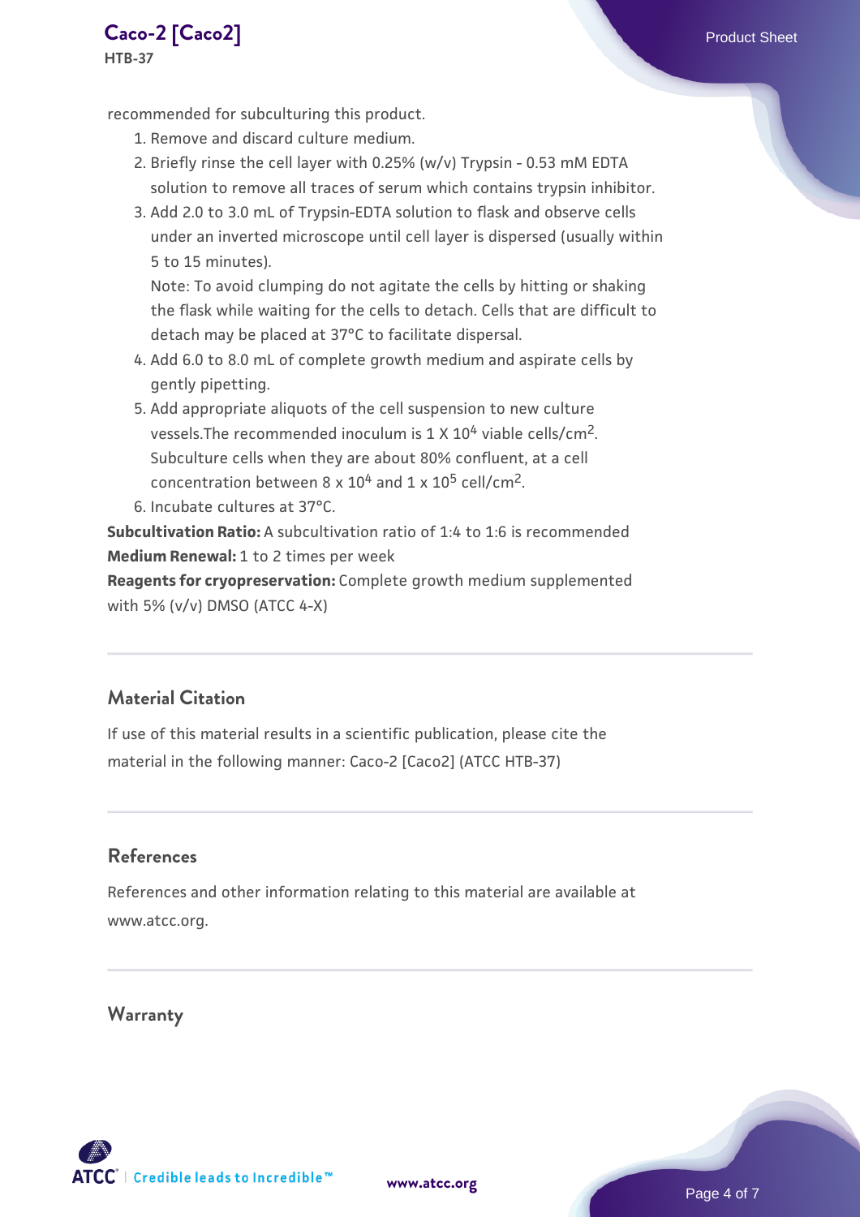recommended for subculturing this product.

1. Remove and discard culture medium.
2. Briefly rinse the cell layer with 0.25% (w/v) Trypsin - 0.53 mM EDTA solution to remove all traces of serum which contains trypsin inhibitor.
3. Add 2.0 to 3.0 mL of Trypsin-EDTA solution to flask and observe cells under an inverted microscope until cell layer is dispersed (usually within 5 to 15 minutes).
   Note: To avoid clumping do not agitate the cells by hitting or shaking the flask while waiting for the cells to detach. Cells that are difficult to detach may be placed at 37°C to facilitate dispersal.
4. Add 6.0 to 8.0 mL of complete growth medium and aspirate cells by gently pipetting.
5. Add appropriate aliquots of the cell suspension to new culture vessels.The recommended inoculum is $1 \times 10^4$ viable cells/cm$^2$. Subculture cells when they are about 80% confluent, at a cell concentration between $8 \times 10^4$ and $1 \times 10^5$ cell/cm$^2$.
6. Incubate cultures at 37°C.

**Subcultivation Ratio:** A subcultivation ratio of 1:4 to 1:6 is recommended
**Medium Renewal:** 1 to 2 times per week
**Reagents for cryopreservation:** Complete growth medium supplemented with 5% (v/v) DMSO (ATCC 4-X)

## Material Citation

If use of this material results in a scientific publication, please cite the material in the following manner: Caco-2 [Caco2] (ATCC HTB-37)

## References

References and other information relating to this material are available at www.atcc.org.

## Warranty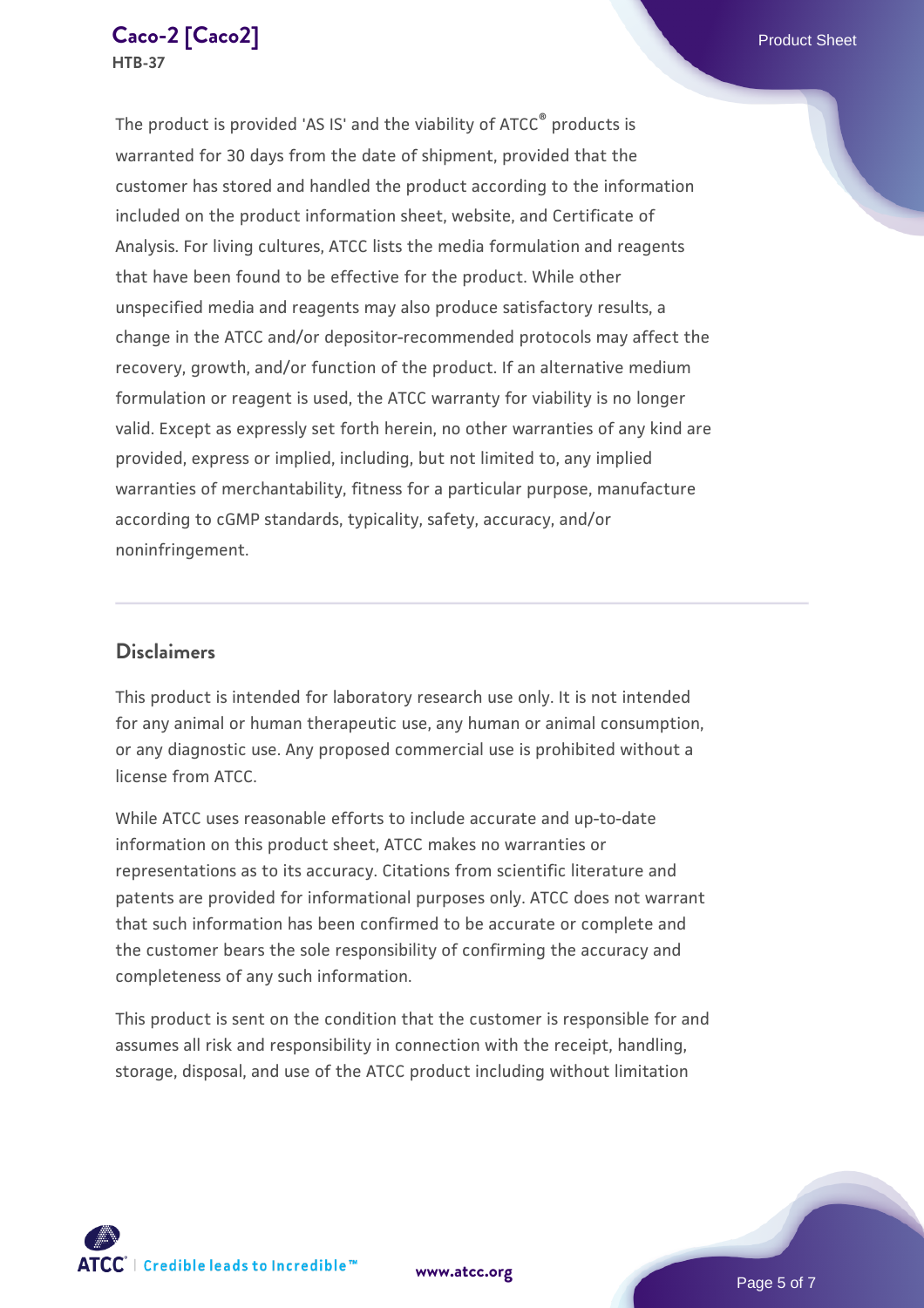The product is provided 'AS IS' and the viability of ATCC® products is warranted for 30 days from the date of shipment, provided that the customer has stored and handled the product according to the information included on the product information sheet, website, and Certificate of Analysis. For living cultures, ATCC lists the media formulation and reagents that have been found to be effective for the product. While other unspecified media and reagents may also produce satisfactory results, a change in the ATCC and/or depositor-recommended protocols may affect the recovery, growth, and/or function of the product. If an alternative medium formulation or reagent is used, the ATCC warranty for viability is no longer valid. Except as expressly set forth herein, no other warranties of any kind are provided, express or implied, including, but not limited to, any implied warranties of merchantability, fitness for a particular purpose, manufacture according to cGMP standards, typicality, safety, accuracy, and/or noninfringement.

## Disclaimers

This product is intended for laboratory research use only. It is not intended for any animal or human therapeutic use, any human or animal consumption, or any diagnostic use. Any proposed commercial use is prohibited without a license from ATCC.

While ATCC uses reasonable efforts to include accurate and up-to-date information on this product sheet, ATCC makes no warranties or representations as to its accuracy. Citations from scientific literature and patents are provided for informational purposes only. ATCC does not warrant that such information has been confirmed to be accurate or complete and the customer bears the sole responsibility of confirming the accuracy and completeness of any such information.

This product is sent on the condition that the customer is responsible for and assumes all risk and responsibility in connection with the receipt, handling, storage, disposal, and use of the ATCC product including without limitation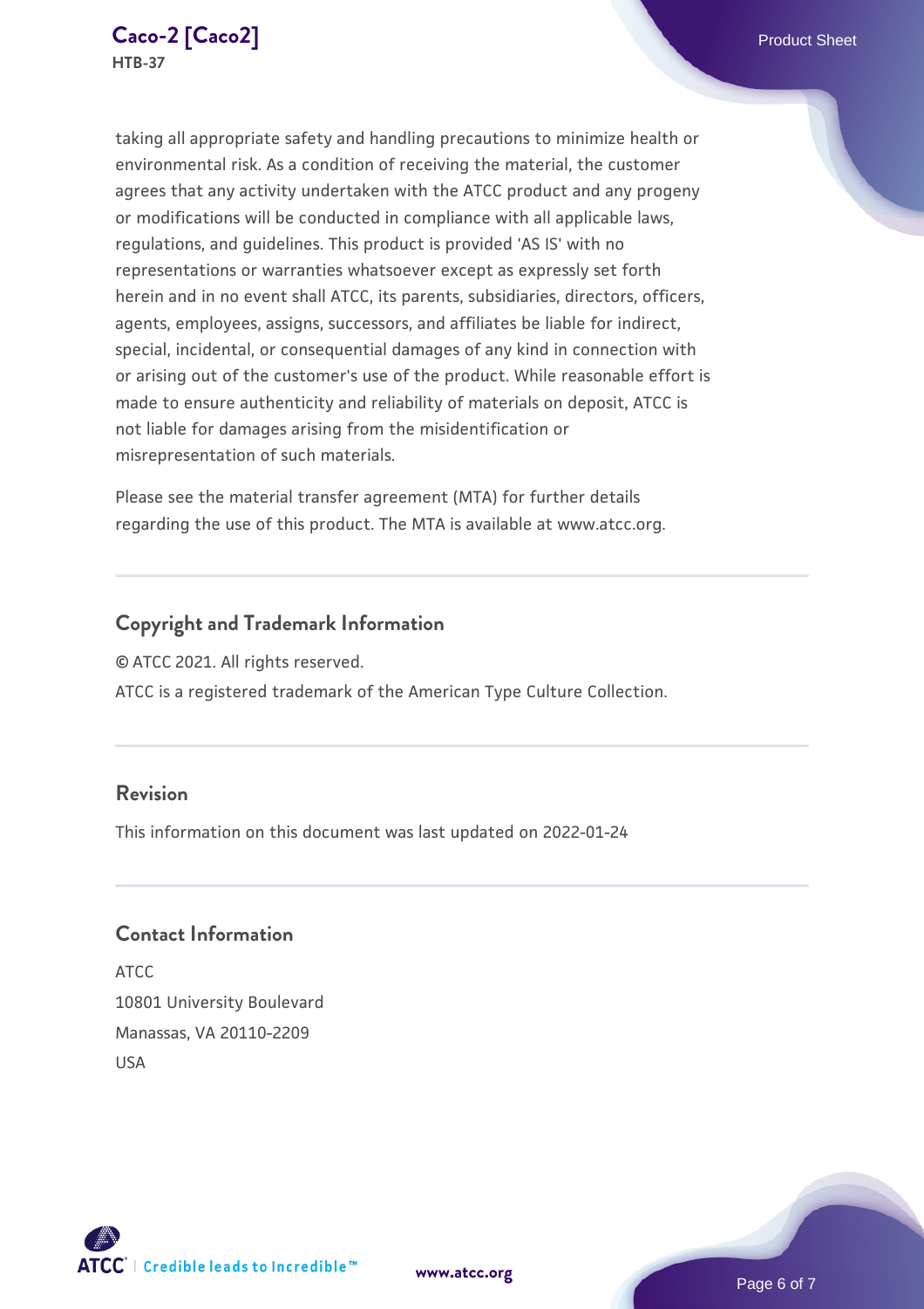taking all appropriate safety and handling precautions to minimize health or environmental risk. As a condition of receiving the material, the customer agrees that any activity undertaken with the ATCC product and any progeny or modifications will be conducted in compliance with all applicable laws, regulations, and guidelines. This product is provided 'AS IS' with no representations or warranties whatsoever except as expressly set forth herein and in no event shall ATCC, its parents, subsidiaries, directors, officers, agents, employees, assigns, successors, and affiliates be liable for indirect, special, incidental, or consequential damages of any kind in connection with or arising out of the customer's use of the product. While reasonable effort is made to ensure authenticity and reliability of materials on deposit, ATCC is not liable for damages arising from the misidentification or misrepresentation of such materials.

Please see the material transfer agreement (MTA) for further details regarding the use of this product. The MTA is available at www.atcc.org.

## Copyright and Trademark Information

© ATCC 2021. All rights reserved.

ATCC is a registered trademark of the American Type Culture Collection.

## Revision

This information on this document was last updated on 2022-01-24

## Contact Information

ATCC
10801 University Boulevard
Manassas, VA 20110-2209
USA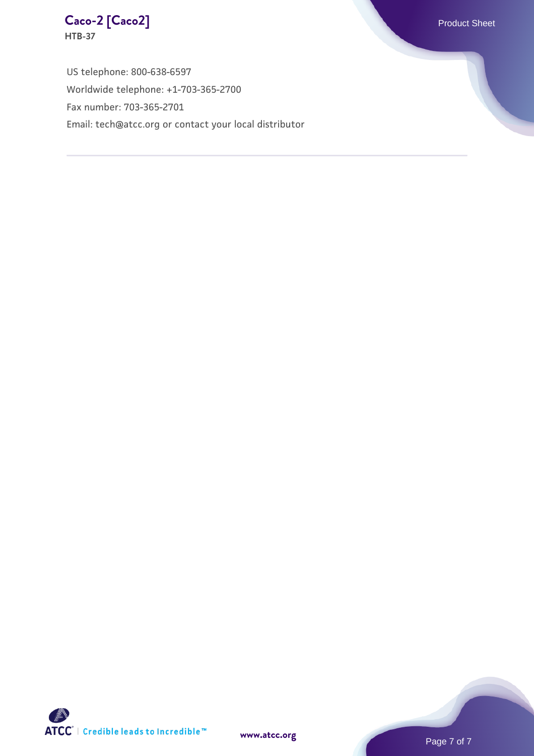US telephone: 800-638-6597

Worldwide telephone: +1-703-365-2700

Fax number: 703-365-2701

Email: tech@atcc.org or contact your local distributor